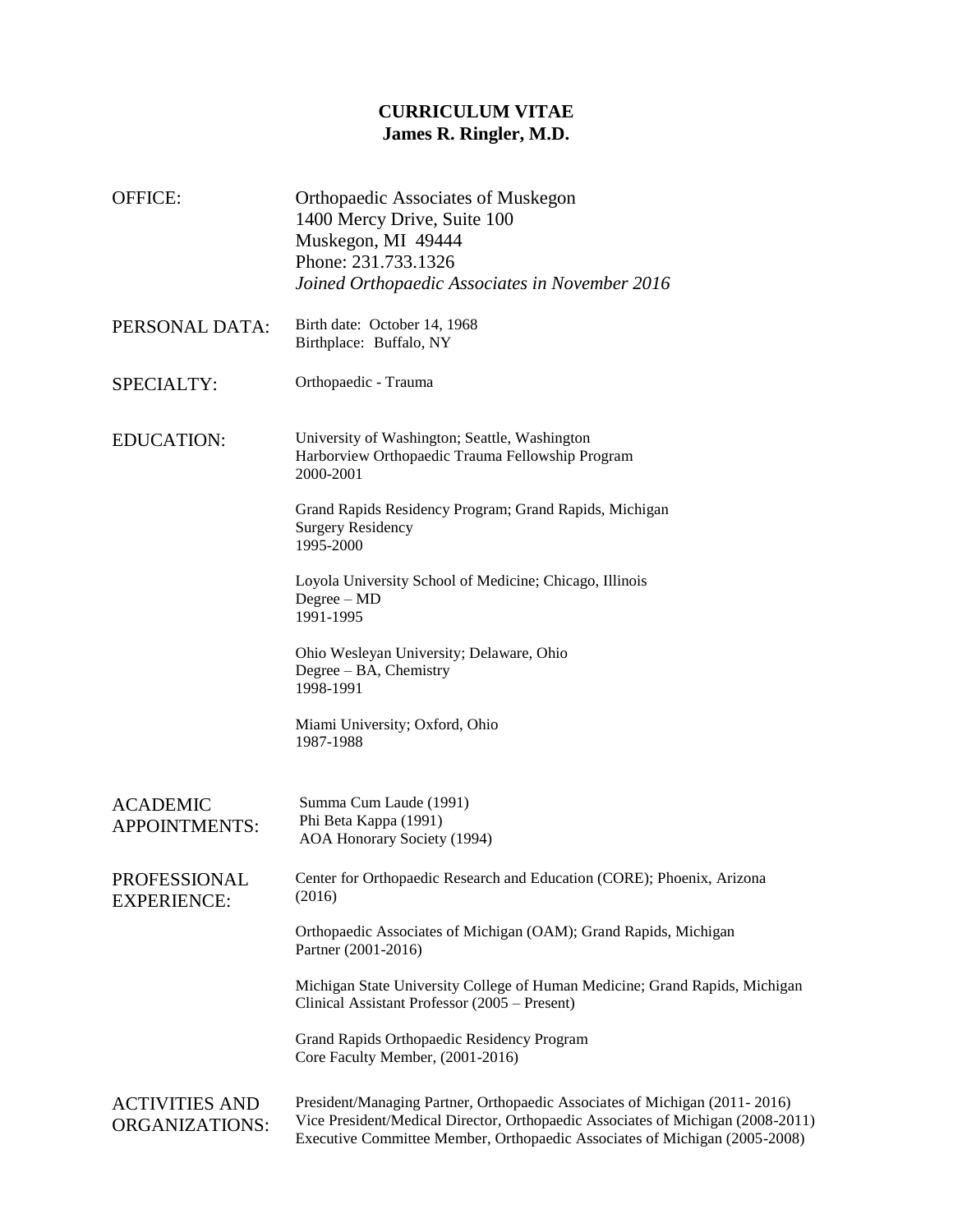# CURRICULUM VITAE
## James R. Ringler, M.D.

**OFFICE:**

Orthopaedic Associates of Muskegon
1400 Mercy Drive, Suite 100
Muskegon, MI 49444
Phone: 231.733.1326
*Joined Orthopaedic Associates in November 2016*

**PERSONAL DATA:**

Birth date: October 14, 1968
Birthplace: Buffalo, NY

**SPECIALTY:**

Orthopaedic - Trauma

**EDUCATION:**

University of Washington; Seattle, Washington
Harborview Orthopaedic Trauma Fellowship Program
2000-2001

Grand Rapids Residency Program; Grand Rapids, Michigan
Surgery Residency
1995-2000

Loyola University School of Medicine; Chicago, Illinois
Degree – MD
1991-1995

Ohio Wesleyan University; Delaware, Ohio
Degree – BA, Chemistry
1998-1991

Miami University; Oxford, Ohio
1987-1988

**ACADEMIC APPOINTMENTS:**

Summa Cum Laude (1991)
Phi Beta Kappa (1991)
AOA Honorary Society (1994)

**PROFESSIONAL EXPERIENCE:**

Center for Orthopaedic Research and Education (CORE); Phoenix, Arizona
(2016)

Orthopaedic Associates of Michigan (OAM); Grand Rapids, Michigan
Partner (2001-2016)

Michigan State University College of Human Medicine; Grand Rapids, Michigan
Clinical Assistant Professor (2005 – Present)

Grand Rapids Orthopaedic Residency Program
Core Faculty Member, (2001-2016)

**ACTIVITIES AND ORGANIZATIONS:**

President/Managing Partner, Orthopaedic Associates of Michigan (2011- 2016)
Vice President/Medical Director, Orthopaedic Associates of Michigan (2008-2011)
Executive Committee Member, Orthopaedic Associates of Michigan (2005-2008)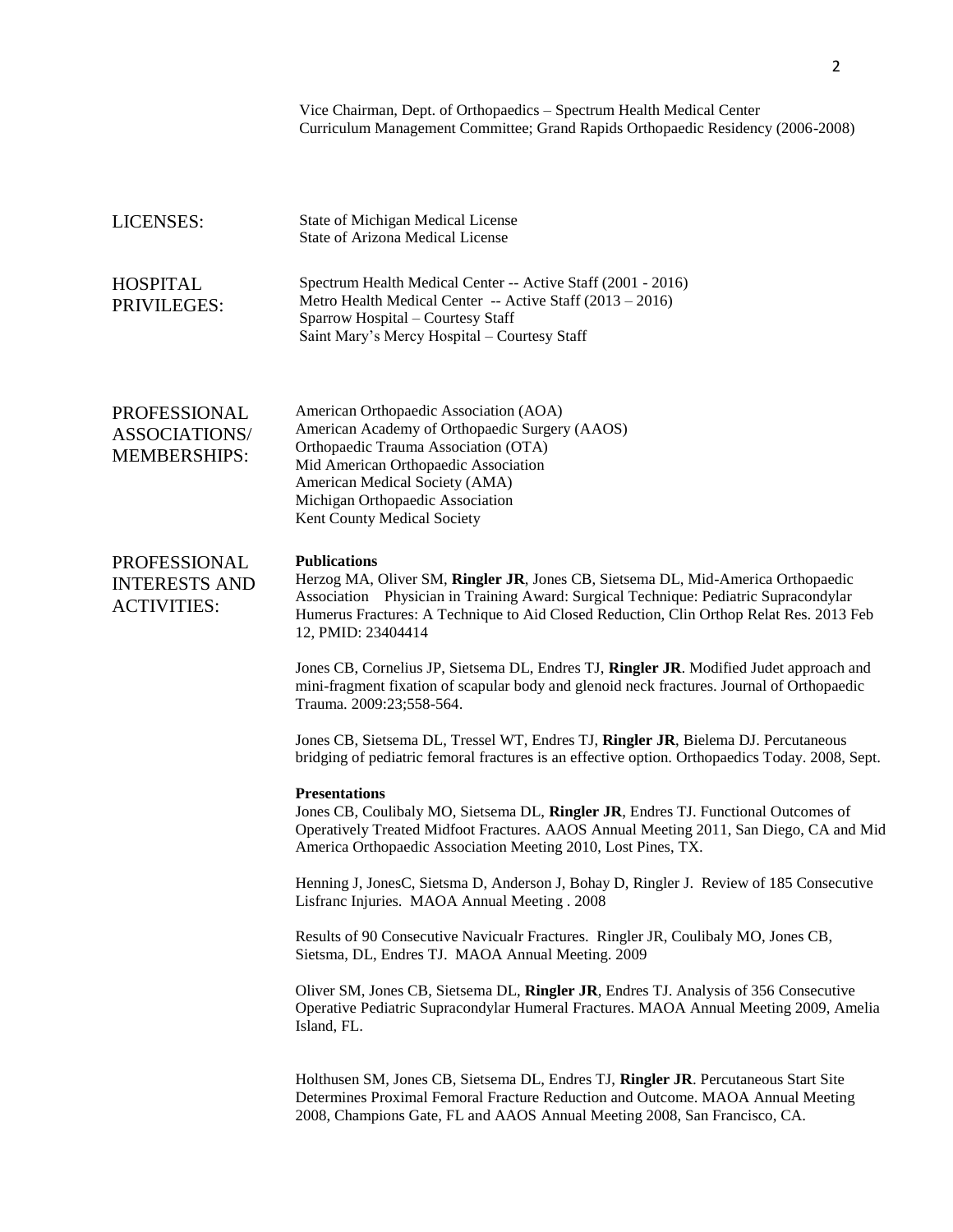Vice Chairman, Dept. of Orthopaedics – Spectrum Health Medical Center
Curriculum Management Committee; Grand Rapids Orthopaedic Residency (2006-2008)

**LICENSES:**

State of Michigan Medical License
State of Arizona Medical License

**HOSPITAL PRIVILEGES:**

Spectrum Health Medical Center -- Active Staff (2001 - 2016)
Metro Health Medical Center -- Active Staff (2013 – 2016)
Sparrow Hospital – Courtesy Staff
Saint Mary's Mercy Hospital – Courtesy Staff

**PROFESSIONAL ASSOCIATIONS/ MEMBERSHIPS:**

American Orthopaedic Association (AOA)
American Academy of Orthopaedic Surgery (AAOS)
Orthopaedic Trauma Association (OTA)
Mid American Orthopaedic Association
American Medical Society (AMA)
Michigan Orthopaedic Association
Kent County Medical Society

**PROFESSIONAL INTERESTS AND ACTIVITIES:**

**Publications**

Herzog MA, Oliver SM, **Ringler JR**, Jones CB, Sietsema DL, Mid-America Orthopaedic Association Physician in Training Award: Surgical Technique: Pediatric Supracondylar Humerus Fractures: A Technique to Aid Closed Reduction, Clin Orthop Relat Res. 2013 Feb 12, PMID: 23404414

Jones CB, Cornelius JP, Sietsema DL, Endres TJ, **Ringler JR**. Modified Judet approach and mini-fragment fixation of scapular body and glenoid neck fractures. Journal of Orthopaedic Trauma. 2009:23;558-564.

Jones CB, Sietsema DL, Tressel WT, Endres TJ, **Ringler JR**, Bielema DJ. Percutaneous bridging of pediatric femoral fractures is an effective option. Orthopaedics Today. 2008, Sept.

**Presentations**

Jones CB, Coulibaly MO, Sietsema DL, **Ringler JR**, Endres TJ. Functional Outcomes of Operatively Treated Midfoot Fractures. AAOS Annual Meeting 2011, San Diego, CA and Mid America Orthopaedic Association Meeting 2010, Lost Pines, TX.

Henning J, JonesC, Sietsma D, Anderson J, Bohay D, Ringler J. Review of 185 Consecutive Lisfranc Injuries. MAOA Annual Meeting . 2008

Results of 90 Consecutive Navicualr Fractures. Ringler JR, Coulibaly MO, Jones CB, Sietsma, DL, Endres TJ. MAOA Annual Meeting. 2009

Oliver SM, Jones CB, Sietsema DL, **Ringler JR**, Endres TJ. Analysis of 356 Consecutive Operative Pediatric Supracondylar Humeral Fractures. MAOA Annual Meeting 2009, Amelia Island, FL.

Holthusen SM, Jones CB, Sietsema DL, Endres TJ, **Ringler JR**. Percutaneous Start Site Determines Proximal Femoral Fracture Reduction and Outcome. MAOA Annual Meeting 2008, Champions Gate, FL and AAOS Annual Meeting 2008, San Francisco, CA.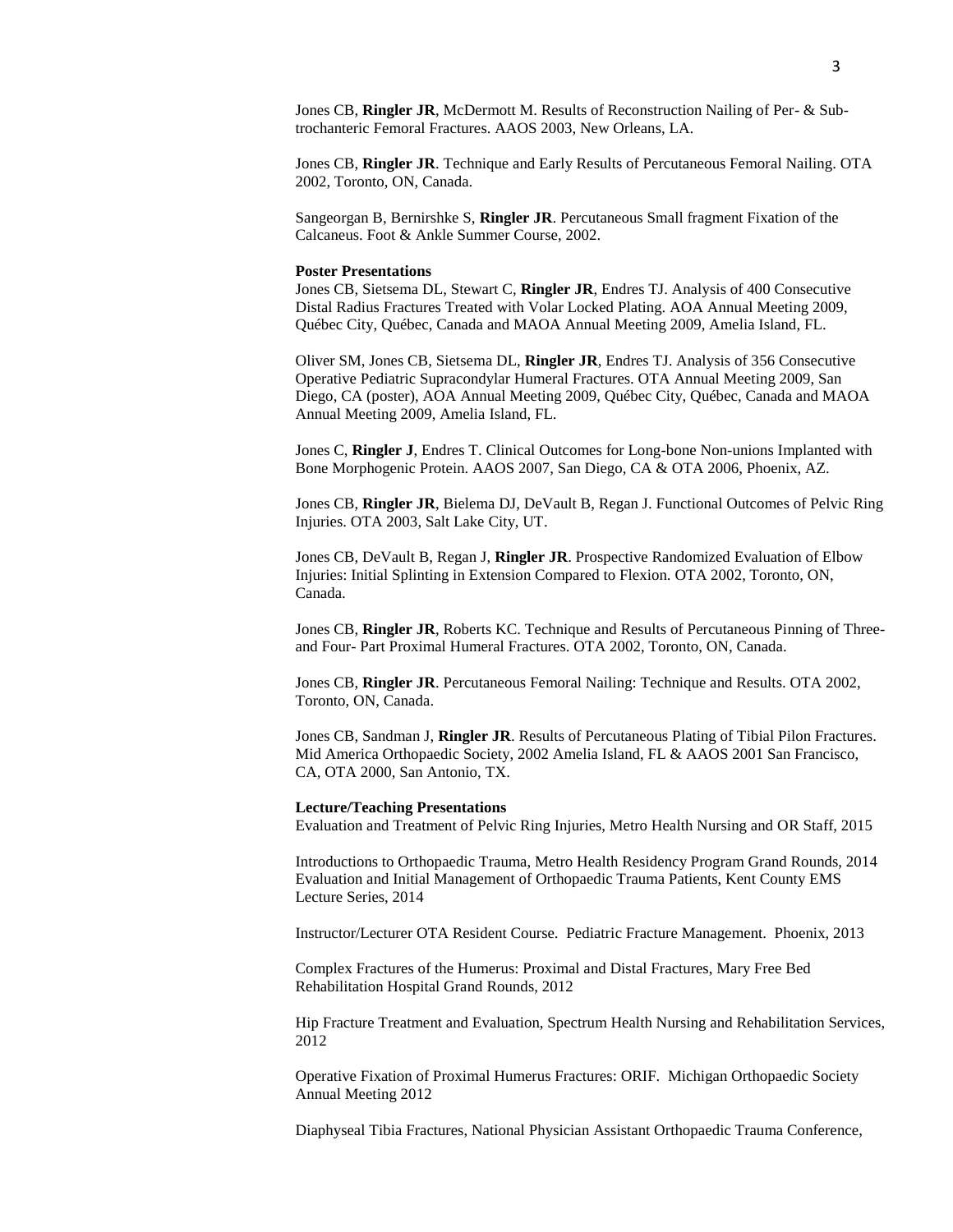Jones CB, **Ringler JR**, McDermott M. Results of Reconstruction Nailing of Per- & Sub-trochanteric Femoral Fractures. AAOS 2003, New Orleans, LA.

Jones CB, **Ringler JR**. Technique and Early Results of Percutaneous Femoral Nailing. OTA 2002, Toronto, ON, Canada.

Sangeorgan B, Bernirshke S, **Ringler JR**. Percutaneous Small fragment Fixation of the Calcaneus. Foot & Ankle Summer Course, 2002.

**Poster Presentations**

Jones CB, Sietsema DL, Stewart C, **Ringler JR**, Endres TJ. Analysis of 400 Consecutive Distal Radius Fractures Treated with Volar Locked Plating. AOA Annual Meeting 2009, Québec City, Québec, Canada and MAOA Annual Meeting 2009, Amelia Island, FL.

Oliver SM, Jones CB, Sietsema DL, **Ringler JR**, Endres TJ. Analysis of 356 Consecutive Operative Pediatric Supracondylar Humeral Fractures. OTA Annual Meeting 2009, San Diego, CA (poster), AOA Annual Meeting 2009, Québec City, Québec, Canada and MAOA Annual Meeting 2009, Amelia Island, FL.

Jones C, **Ringler J**, Endres T. Clinical Outcomes for Long-bone Non-unions Implanted with Bone Morphogenic Protein. AAOS 2007, San Diego, CA & OTA 2006, Phoenix, AZ.

Jones CB, **Ringler JR**, Bielema DJ, DeVault B, Regan J. Functional Outcomes of Pelvic Ring Injuries. OTA 2003, Salt Lake City, UT.

Jones CB, DeVault B, Regan J, **Ringler JR**. Prospective Randomized Evaluation of Elbow Injuries: Initial Splinting in Extension Compared to Flexion. OTA 2002, Toronto, ON, Canada.

Jones CB, **Ringler JR**, Roberts KC. Technique and Results of Percutaneous Pinning of Three- and Four- Part Proximal Humeral Fractures. OTA 2002, Toronto, ON, Canada.

Jones CB, **Ringler JR**. Percutaneous Femoral Nailing: Technique and Results. OTA 2002, Toronto, ON, Canada.

Jones CB, Sandman J, **Ringler JR**. Results of Percutaneous Plating of Tibial Pilon Fractures. Mid America Orthopaedic Society, 2002 Amelia Island, FL & AAOS 2001 San Francisco, CA, OTA 2000, San Antonio, TX.

**Lecture/Teaching Presentations**

Evaluation and Treatment of Pelvic Ring Injuries, Metro Health Nursing and OR Staff, 2015

Introductions to Orthopaedic Trauma, Metro Health Residency Program Grand Rounds, 2014
Evaluation and Initial Management of Orthopaedic Trauma Patients, Kent County EMS Lecture Series, 2014

Instructor/Lecturer OTA Resident Course. Pediatric Fracture Management. Phoenix, 2013

Complex Fractures of the Humerus: Proximal and Distal Fractures, Mary Free Bed Rehabilitation Hospital Grand Rounds, 2012

Hip Fracture Treatment and Evaluation, Spectrum Health Nursing and Rehabilitation Services, 2012

Operative Fixation of Proximal Humerus Fractures: ORIF. Michigan Orthopaedic Society Annual Meeting 2012

Diaphyseal Tibia Fractures, National Physician Assistant Orthopaedic Trauma Conference,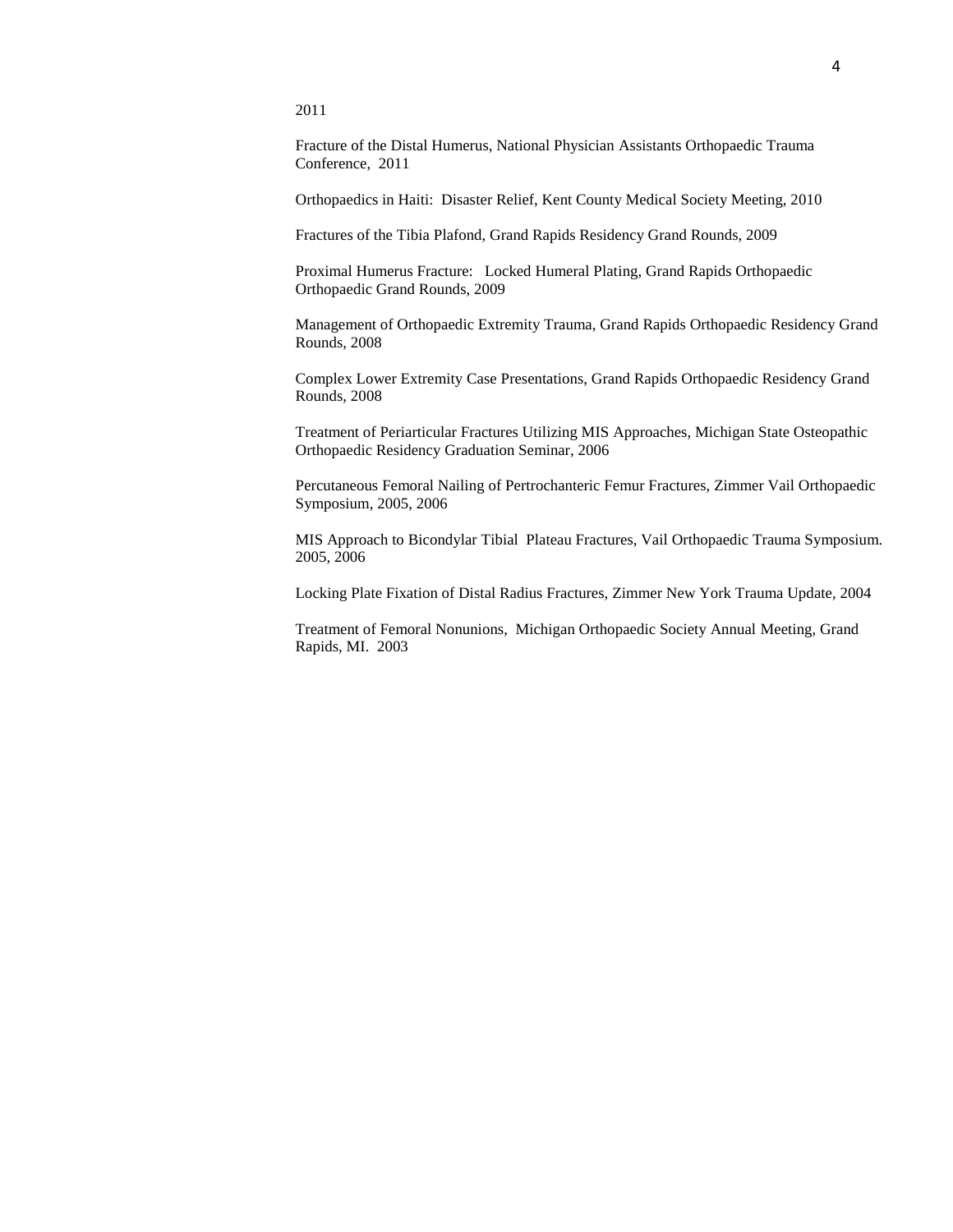2011

Fracture of the Distal Humerus, National Physician Assistants Orthopaedic Trauma Conference, 2011

Orthopaedics in Haiti: Disaster Relief, Kent County Medical Society Meeting, 2010

Fractures of the Tibia Plafond, Grand Rapids Residency Grand Rounds, 2009

Proximal Humerus Fracture: Locked Humeral Plating, Grand Rapids Orthopaedic Orthopaedic Grand Rounds, 2009

Management of Orthopaedic Extremity Trauma, Grand Rapids Orthopaedic Residency Grand Rounds, 2008

Complex Lower Extremity Case Presentations, Grand Rapids Orthopaedic Residency Grand Rounds, 2008

Treatment of Periarticular Fractures Utilizing MIS Approaches, Michigan State Osteopathic Orthopaedic Residency Graduation Seminar, 2006

Percutaneous Femoral Nailing of Pertrochanteric Femur Fractures, Zimmer Vail Orthopaedic Symposium, 2005, 2006

MIS Approach to Bicondylar Tibial Plateau Fractures, Vail Orthopaedic Trauma Symposium. 2005, 2006

Locking Plate Fixation of Distal Radius Fractures, Zimmer New York Trauma Update, 2004

Treatment of Femoral Nonunions, Michigan Orthopaedic Society Annual Meeting, Grand Rapids, MI. 2003